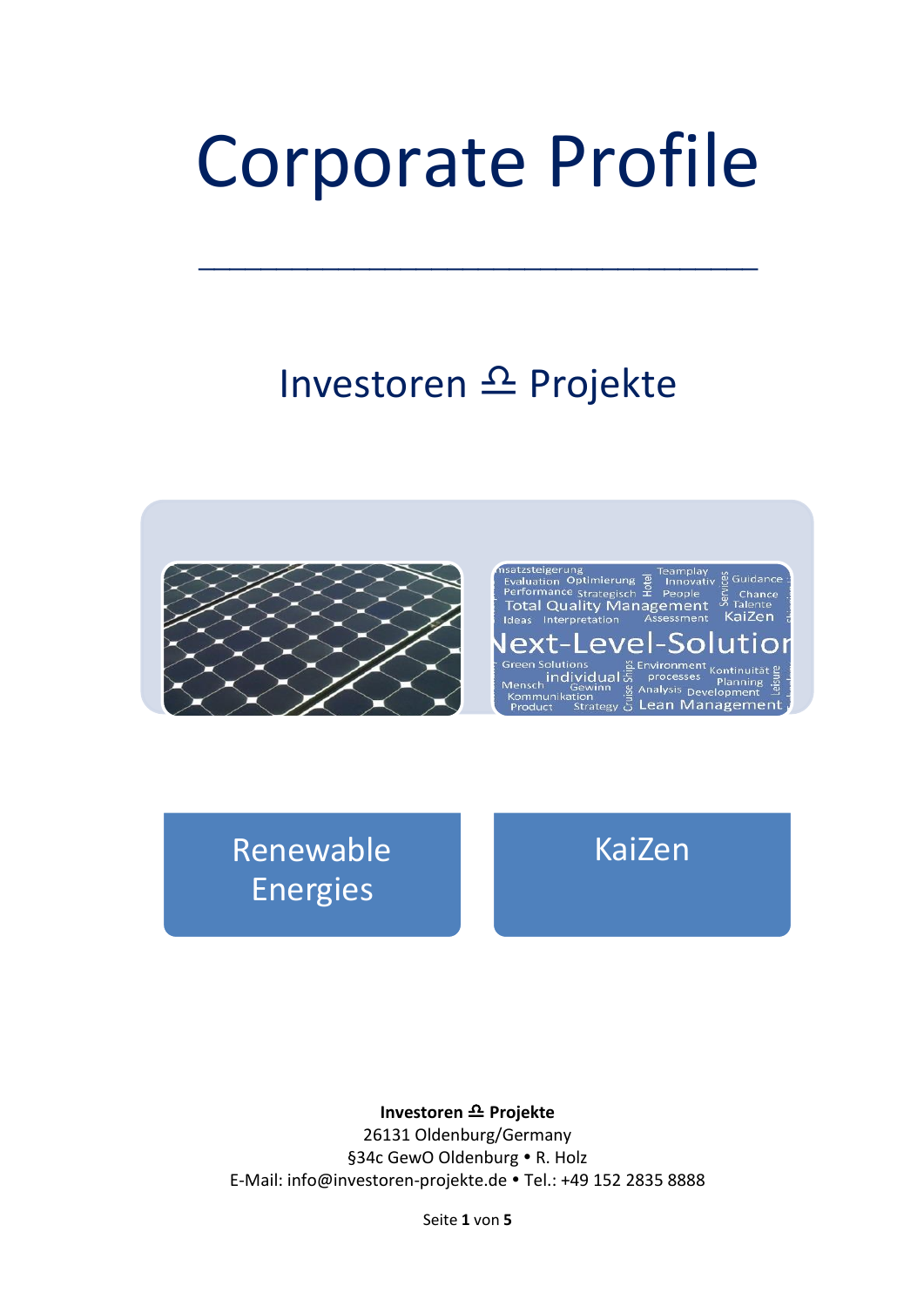# Corporate Profile

## Investoren ♎ Projekte

Renewable Energies

KaiZen

**Investoren ♎ Projekte**
26131 Oldenburg/Germany
§34c GewO Oldenburg • R. Holz
E-Mail: info@investoren-projekte.de • Tel.: +49 152 2835 8888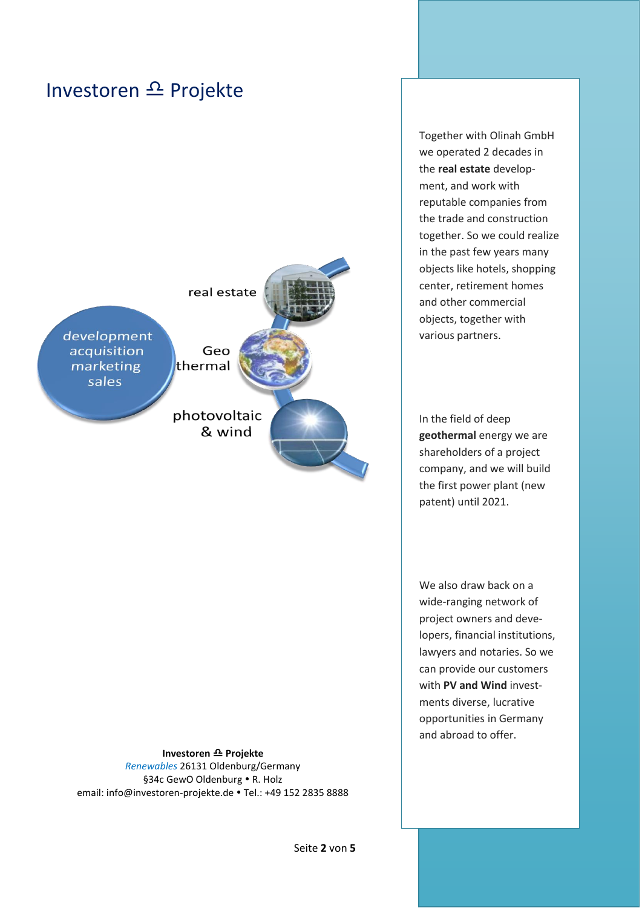# Investoren ⚖ Projekte

development
acquisition
marketing
sales

real estate

Geo thermal

photovoltaic & wind

Together with Olinah GmbH we operated 2 decades in the **real estate** development, and work with reputable companies from the trade and construction together. So we could realize in the past few years many objects like hotels, shopping center, retirement homes and other commercial objects, together with various partners.

In the field of deep **geothermal** energy we are shareholders of a project company, and we will build the first power plant (new patent) until 2021.

We also draw back on a wide-ranging network of project owners and developers, financial institutions, lawyers and notaries. So we can provide our customers with **PV and Wind** investments diverse, lucrative opportunities in Germany and abroad to offer.

**Investoren ⚖ Projekte**
*Renewables* 26131 Oldenburg/Germany
§34c GewO Oldenburg • R. Holz
email: info@investoren-projekte.de • Tel.: +49 152 2835 8888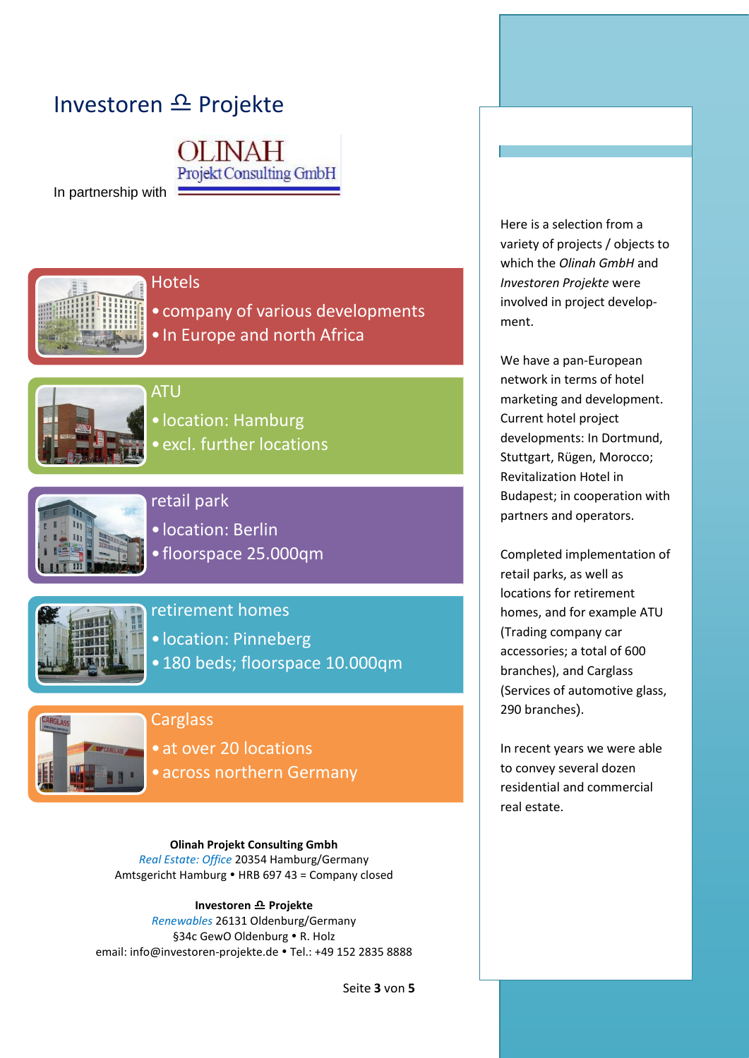# Investoren ⚖ Projekte

In partnership with

OLINAH
Projekt Consulting GmbH

## Hotels

- company of various developments
- In Europe and north Africa

## ATU

- location: Hamburg
- excl. further locations

## retail park

- location: Berlin
- floorspace 25.000qm

## retirement homes

- location: Pinneberg
- 180 beds; floorspace 10.000qm

## Carglass

- at over 20 locations
- across northern Germany

Here is a selection from a variety of projects / objects to which the *Olinah GmbH* and *Investoren Projekte* were involved in project development.

We have a pan-European network in terms of hotel marketing and development. Current hotel project developments: In Dortmund, Stuttgart, Rügen, Morocco; Revitalization Hotel in Budapest; in cooperation with partners and operators.

Completed implementation of retail parks, as well as locations for retirement homes, and for example ATU (Trading company car accessories; a total of 600 branches), and Carglass (Services of automotive glass, 290 branches).

In recent years we were able to convey several dozen residential and commercial real estate.

**Olinah Projekt Consulting Gmbh**
*Real Estate: Office* 20354 Hamburg/Germany
Amtsgericht Hamburg • HRB 697 43 = Company closed

**Investoren ⚖ Projekte**
*Renewables* 26131 Oldenburg/Germany
§34c GewO Oldenburg • R. Holz
email: info@investoren-projekte.de • Tel.: +49 152 2835 8888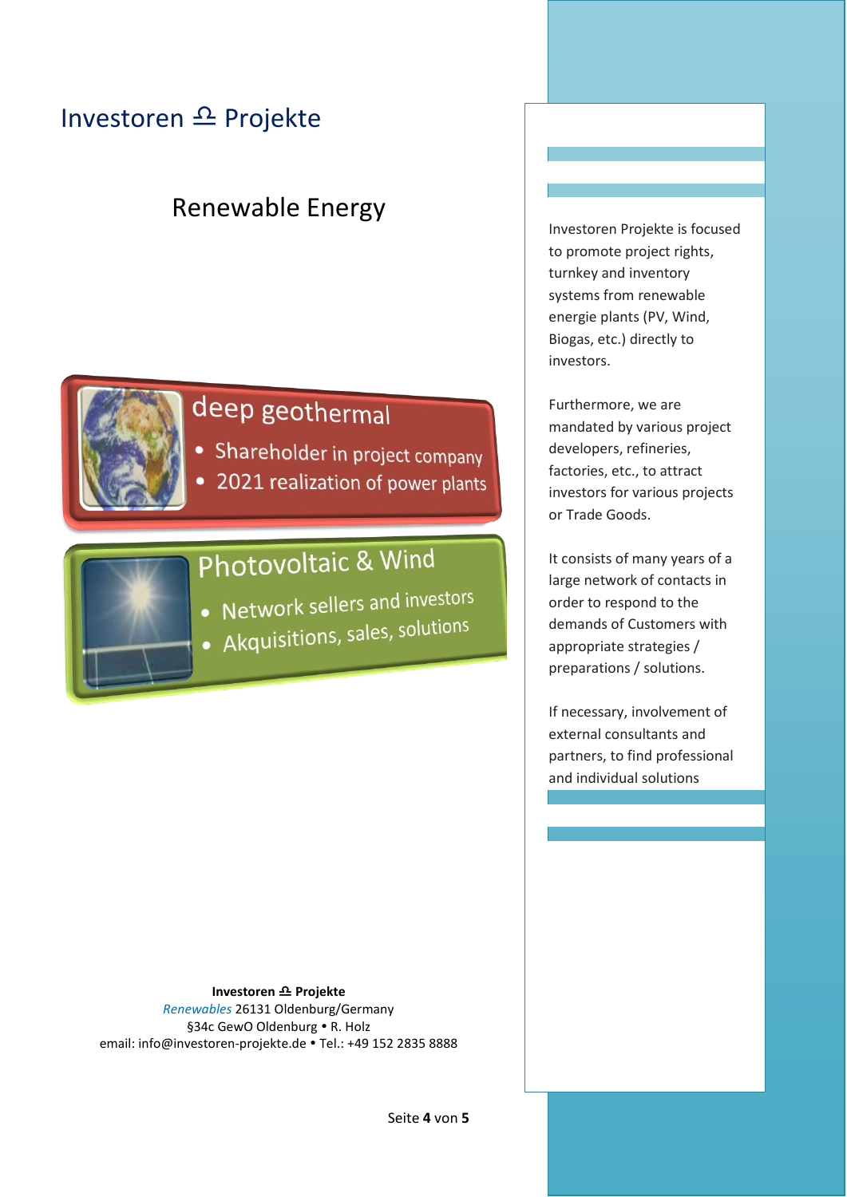# Investoren ⚖ Projekte

## Renewable Energy

### deep geothermal

- Shareholder in project company
- 2021 realization of power plants

### Photovoltaic & Wind

- Network sellers and investors
- Akquisitions, sales, solutions

Investoren Projekte is focused to promote project rights, turnkey and inventory systems from renewable energie plants (PV, Wind, Biogas, etc.) directly to investors.

Furthermore, we are mandated by various project developers, refineries, factories, etc., to attract investors for various projects or Trade Goods.

It consists of many years of a large network of contacts in order to respond to the demands of Customers with appropriate strategies / preparations / solutions.

If necessary, involvement of external consultants and partners, to find professional and individual solutions

**Investoren ⚖ Projekte**
*Renewables* 26131 Oldenburg/Germany
§34c GewO Oldenburg • R. Holz
email: info@investoren-projekte.de • Tel.: +49 152 2835 8888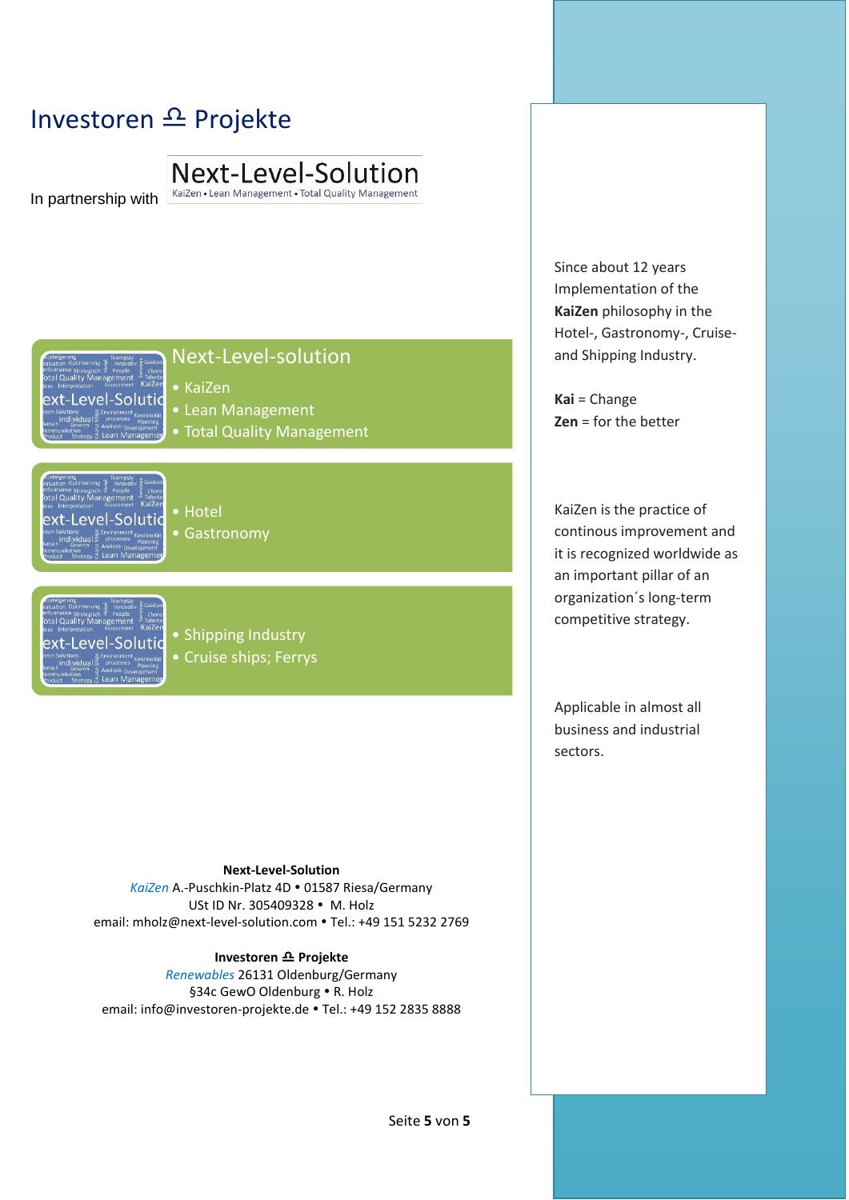# Investoren ⚖ Projekte

In partnership with **Next-Level-Solution**
KaiZen • Lean Management • Total Quality Management

## Next-Level-solution

- KaiZen
- Lean Management
- Total Quality Management

- Hotel
- Gastronomy

- Shipping Industry
- Cruise ships; Ferrys

Since about 12 years Implementation of the **KaiZen** philosophy in the Hotel-, Gastronomy-, Cruise- and Shipping Industry.

**Kai** = Change
**Zen** = for the better

KaiZen is the practice of continous improvement and it is recognized worldwide as an important pillar of an organization´s long-term competitive strategy.

Applicable in almost all business and industrial sectors.

**Next-Level-Solution**
*KaiZen* A.-Puschkin-Platz 4D • 01587 Riesa/Germany
USt ID Nr. 305409328 • M. Holz
email: mholz@next-level-solution.com • Tel.: +49 151 5232 2769

**Investoren ⚖ Projekte**
*Renewables* 26131 Oldenburg/Germany
§34c GewO Oldenburg • R. Holz
email: info@investoren-projekte.de • Tel.: +49 152 2835 8888